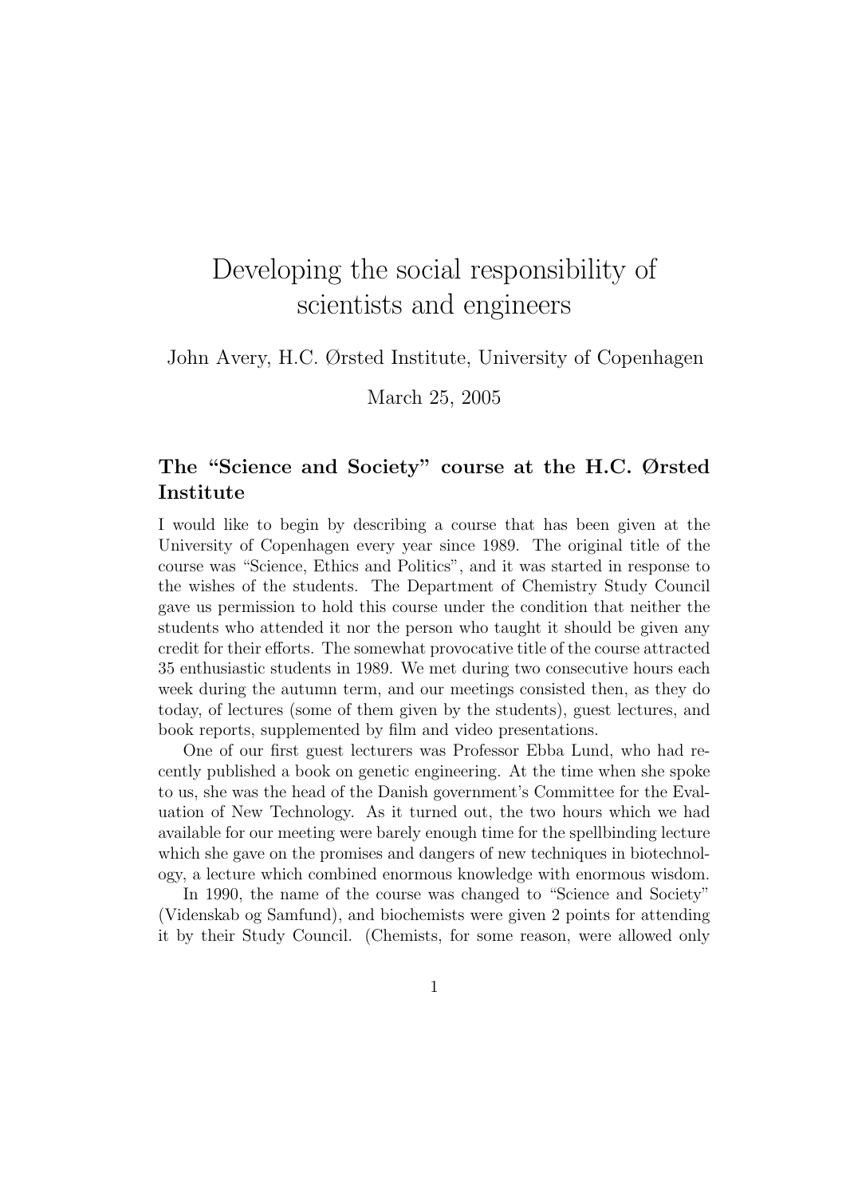# Developing the social responsibility of scientists and engineers

John Avery, H.C. Ørsted Institute, University of Copenhagen

March 25, 2005

## The "Science and Society" course at the H.C. Ørsted Institute

I would like to begin by describing a course that has been given at the University of Copenhagen every year since 1989. The original title of the course was "Science, Ethics and Politics", and it was started in response to the wishes of the students. The Department of Chemistry Study Council gave us permission to hold this course under the condition that neither the students who attended it nor the person who taught it should be given any credit for their efforts. The somewhat provocative title of the course attracted 35 enthusiastic students in 1989. We met during two consecutive hours each week during the autumn term, and our meetings consisted then, as they do today, of lectures (some of them given by the students), guest lectures, and book reports, supplemented by film and video presentations.

One of our first guest lecturers was Professor Ebba Lund, who had recently published a book on genetic engineering. At the time when she spoke to us, she was the head of the Danish government's Committee for the Evaluation of New Technology. As it turned out, the two hours which we had available for our meeting were barely enough time for the spellbinding lecture which she gave on the promises and dangers of new techniques in biotechnology, a lecture which combined enormous knowledge with enormous wisdom.

In 1990, the name of the course was changed to "Science and Society" (Videnskab og Samfund), and biochemists were given 2 points for attending it by their Study Council. (Chemists, for some reason, were allowed only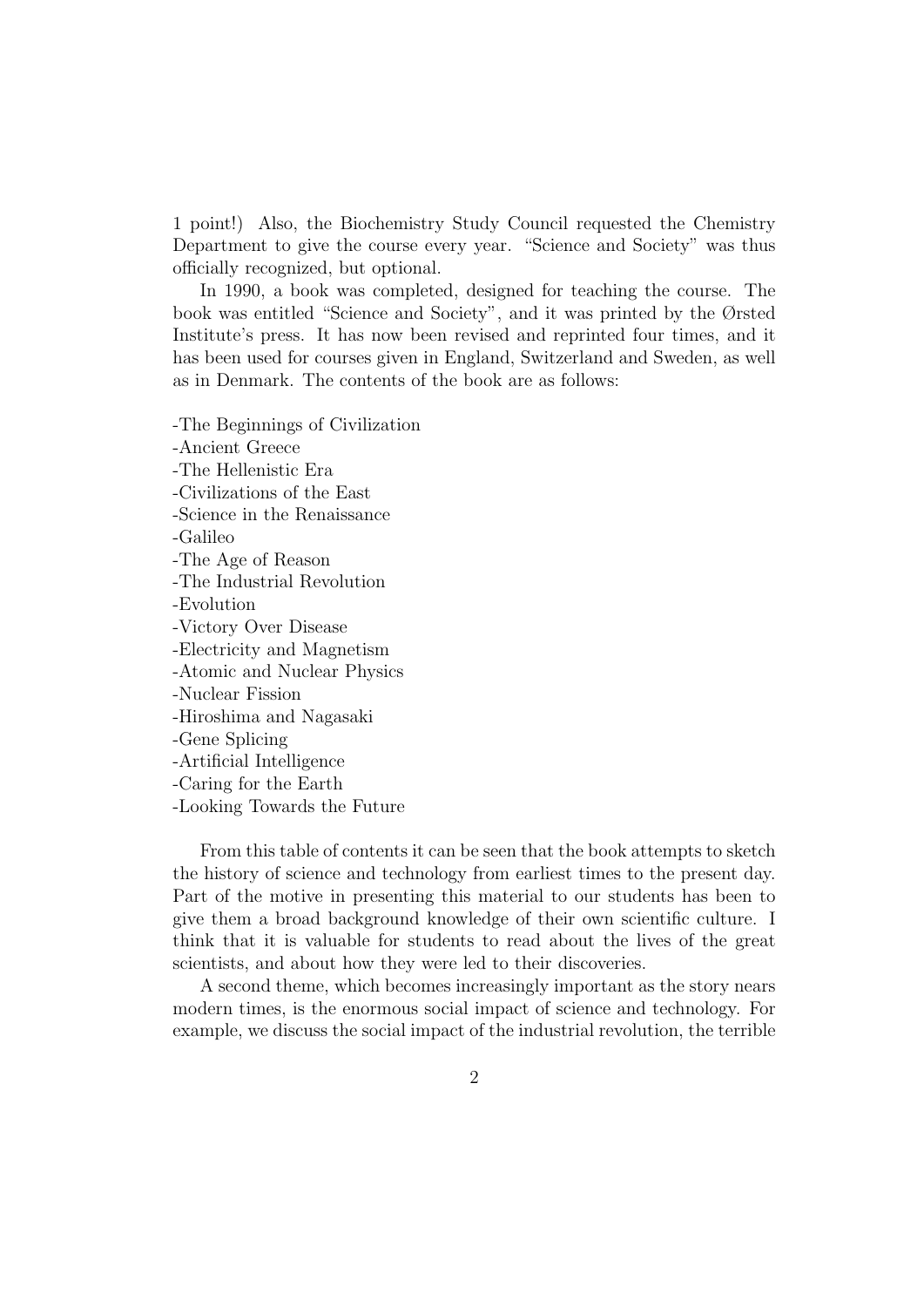1 point!) Also, the Biochemistry Study Council requested the Chemistry Department to give the course every year. "Science and Society" was thus officially recognized, but optional.

In 1990, a book was completed, designed for teaching the course. The book was entitled "Science and Society", and it was printed by the Ørsted Institute's press. It has now been revised and reprinted four times, and it has been used for courses given in England, Switzerland and Sweden, as well as in Denmark. The contents of the book are as follows:

-The Beginnings of Civilization
-Ancient Greece
-The Hellenistic Era
-Civilizations of the East
-Science in the Renaissance
-Galileo
-The Age of Reason
-The Industrial Revolution
-Evolution
-Victory Over Disease
-Electricity and Magnetism
-Atomic and Nuclear Physics
-Nuclear Fission
-Hiroshima and Nagasaki
-Gene Splicing
-Artificial Intelligence
-Caring for the Earth
-Looking Towards the Future

From this table of contents it can be seen that the book attempts to sketch the history of science and technology from earliest times to the present day. Part of the motive in presenting this material to our students has been to give them a broad background knowledge of their own scientific culture. I think that it is valuable for students to read about the lives of the great scientists, and about how they were led to their discoveries.

A second theme, which becomes increasingly important as the story nears modern times, is the enormous social impact of science and technology. For example, we discuss the social impact of the industrial revolution, the terrible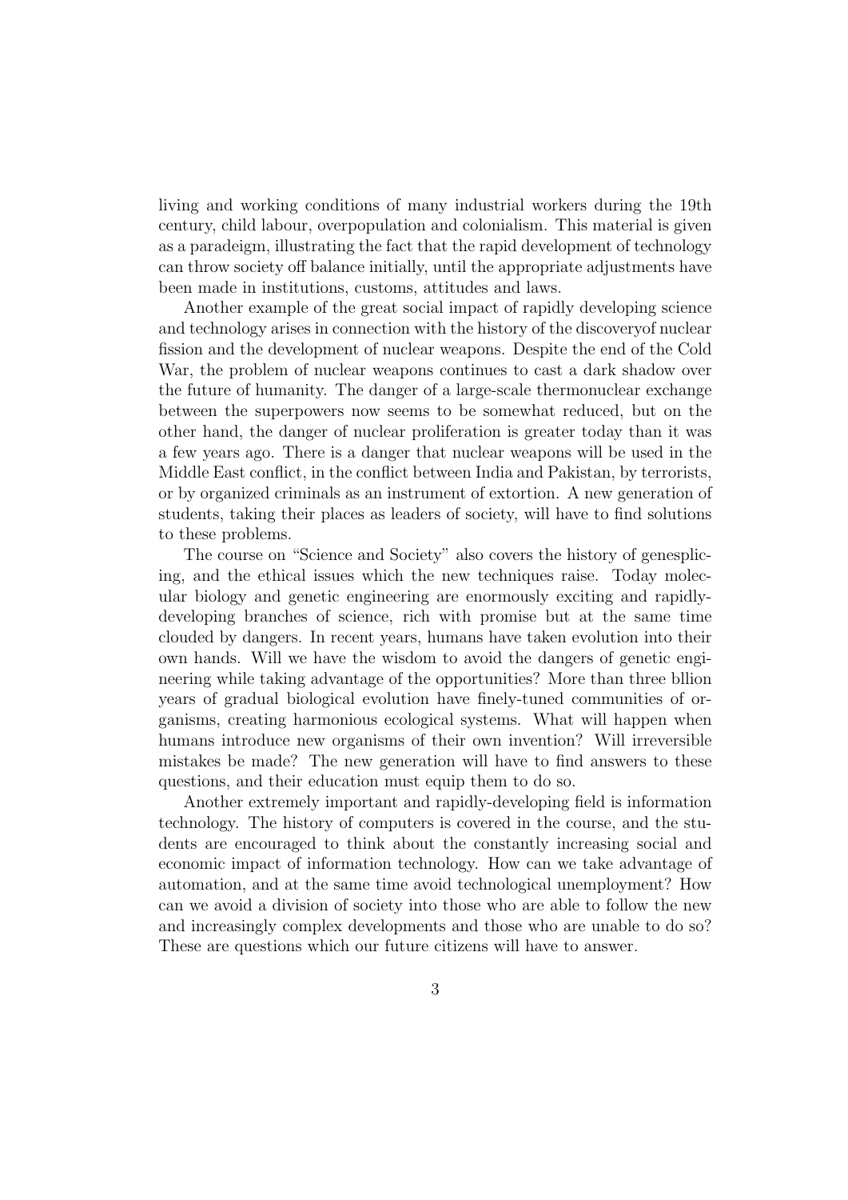living and working conditions of many industrial workers during the 19th century, child labour, overpopulation and colonialism. This material is given as a paradeigm, illustrating the fact that the rapid development of technology can throw society off balance initially, until the appropriate adjustments have been made in institutions, customs, attitudes and laws.

Another example of the great social impact of rapidly developing science and technology arises in connection with the history of the discoveryof nuclear fission and the development of nuclear weapons. Despite the end of the Cold War, the problem of nuclear weapons continues to cast a dark shadow over the future of humanity. The danger of a large-scale thermonuclear exchange between the superpowers now seems to be somewhat reduced, but on the other hand, the danger of nuclear proliferation is greater today than it was a few years ago. There is a danger that nuclear weapons will be used in the Middle East conflict, in the conflict between India and Pakistan, by terrorists, or by organized criminals as an instrument of extortion. A new generation of students, taking their places as leaders of society, will have to find solutions to these problems.

The course on "Science and Society" also covers the history of genesplicing, and the ethical issues which the new techniques raise. Today molecular biology and genetic engineering are enormously exciting and rapidly-developing branches of science, rich with promise but at the same time clouded by dangers. In recent years, humans have taken evolution into their own hands. Will we have the wisdom to avoid the dangers of genetic engineering while taking advantage of the opportunities? More than three bllion years of gradual biological evolution have finely-tuned communities of organisms, creating harmonious ecological systems. What will happen when humans introduce new organisms of their own invention? Will irreversible mistakes be made? The new generation will have to find answers to these questions, and their education must equip them to do so.

Another extremely important and rapidly-developing field is information technology. The history of computers is covered in the course, and the students are encouraged to think about the constantly increasing social and economic impact of information technology. How can we take advantage of automation, and at the same time avoid technological unemployment? How can we avoid a division of society into those who are able to follow the new and increasingly complex developments and those who are unable to do so? These are questions which our future citizens will have to answer.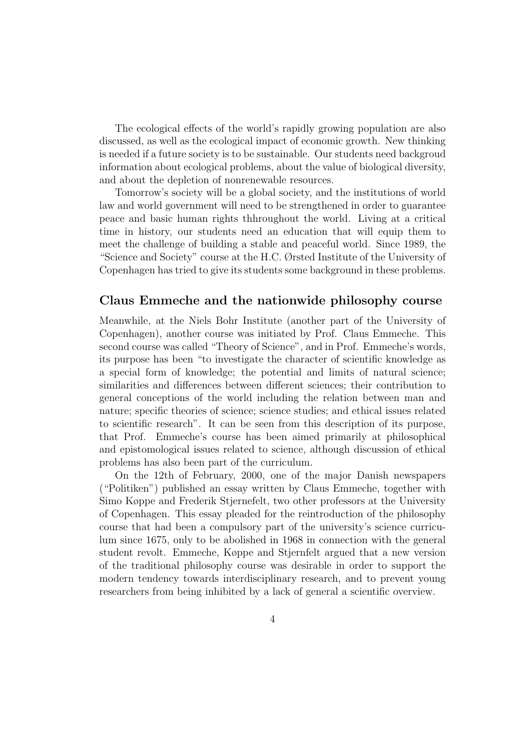The ecological effects of the world's rapidly growing population are also discussed, as well as the ecological impact of economic growth. New thinking is needed if a future society is to be sustainable. Our students need backgroud information about ecological problems, about the value of biological diversity, and about the depletion of nonrenewable resources.

Tomorrow's society will be a global society, and the institutions of world law and world government will need to be strengthened in order to guarantee peace and basic human rights thhroughout the world. Living at a critical time in history, our students need an education that will equip them to meet the challenge of building a stable and peaceful world. Since 1989, the "Science and Society" course at the H.C. Ørsted Institute of the University of Copenhagen has tried to give its students some background in these problems.

## Claus Emmeche and the nationwide philosophy course

Meanwhile, at the Niels Bohr Institute (another part of the University of Copenhagen), another course was initiated by Prof. Claus Emmeche. This second course was called "Theory of Science", and in Prof. Emmeche's words, its purpose has been "to investigate the character of scientific knowledge as a special form of knowledge; the potential and limits of natural science; similarities and differences between different sciences; their contribution to general conceptions of the world including the relation between man and nature; specific theories of science; science studies; and ethical issues related to scientific research". It can be seen from this description of its purpose, that Prof. Emmeche's course has been aimed primarily at philosophical and epistomological issues related to science, although discussion of ethical problems has also been part of the curriculum.

On the 12th of February, 2000, one of the major Danish newspapers ("Politiken") published an essay written by Claus Emmeche, together with Simo Køppe and Frederik Stjernefelt, two other professors at the University of Copenhagen. This essay pleaded for the reintroduction of the philosophy course that had been a compulsory part of the university's science curriculum since 1675, only to be abolished in 1968 in connection with the general student revolt. Emmeche, Køppe and Stjernfelt argued that a new version of the traditional philosophy course was desirable in order to support the modern tendency towards interdisciplinary research, and to prevent young researchers from being inhibited by a lack of general a scientific overview.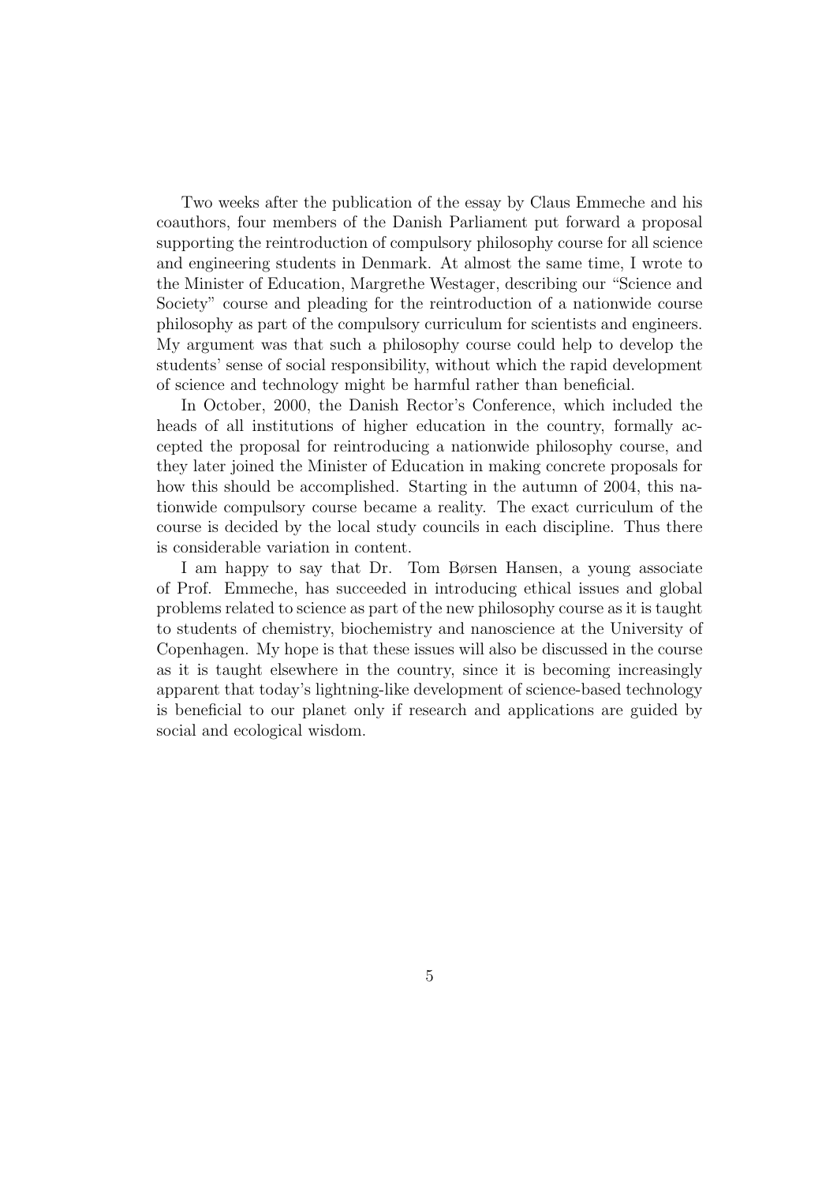Two weeks after the publication of the essay by Claus Emmeche and his coauthors, four members of the Danish Parliament put forward a proposal supporting the reintroduction of compulsory philosophy course for all science and engineering students in Denmark. At almost the same time, I wrote to the Minister of Education, Margrethe Westager, describing our "Science and Society" course and pleading for the reintroduction of a nationwide course philosophy as part of the compulsory curriculum for scientists and engineers. My argument was that such a philosophy course could help to develop the students' sense of social responsibility, without which the rapid development of science and technology might be harmful rather than beneficial.

In October, 2000, the Danish Rector's Conference, which included the heads of all institutions of higher education in the country, formally accepted the proposal for reintroducing a nationwide philosophy course, and they later joined the Minister of Education in making concrete proposals for how this should be accomplished. Starting in the autumn of 2004, this nationwide compulsory course became a reality. The exact curriculum of the course is decided by the local study councils in each discipline. Thus there is considerable variation in content.

I am happy to say that Dr. Tom Børsen Hansen, a young associate of Prof. Emmeche, has succeeded in introducing ethical issues and global problems related to science as part of the new philosophy course as it is taught to students of chemistry, biochemistry and nanoscience at the University of Copenhagen. My hope is that these issues will also be discussed in the course as it is taught elsewhere in the country, since it is becoming increasingly apparent that today's lightning-like development of science-based technology is beneficial to our planet only if research and applications are guided by social and ecological wisdom.